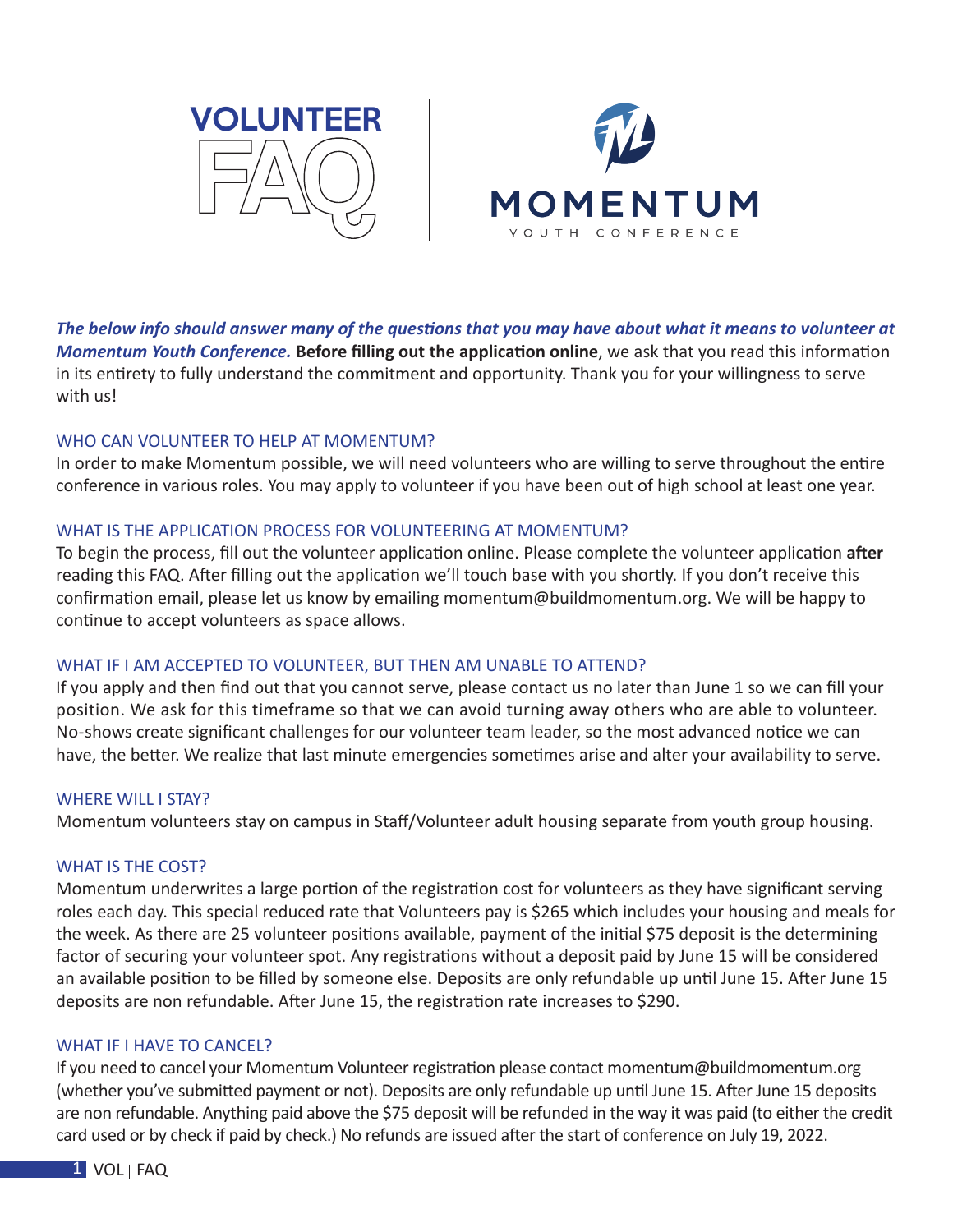# VOLUNTEER FAQ

# MOMENTUM
YOUTH CONFERENCE

***The below info should answer many of the questions that you may have about what it means to volunteer at Momentum Youth Conference.*** **Before filling out the application online**, we ask that you read this information in its entirety to fully understand the commitment and opportunity. Thank you for your willingness to serve with us!

## WHO CAN VOLUNTEER TO HELP AT MOMENTUM?

In order to make Momentum possible, we will need volunteers who are willing to serve throughout the entire conference in various roles. You may apply to volunteer if you have been out of high school at least one year.

## WHAT IS THE APPLICATION PROCESS FOR VOLUNTEERING AT MOMENTUM?

To begin the process, fill out the volunteer application online. Please complete the volunteer application **after** reading this FAQ. After filling out the application we'll touch base with you shortly. If you don't receive this confirmation email, please let us know by emailing momentum@buildmomentum.org. We will be happy to continue to accept volunteers as space allows.

## WHAT IF I AM ACCEPTED TO VOLUNTEER, BUT THEN AM UNABLE TO ATTEND?

If you apply and then find out that you cannot serve, please contact us no later than June 1 so we can fill your position. We ask for this timeframe so that we can avoid turning away others who are able to volunteer. No-shows create significant challenges for our volunteer team leader, so the most advanced notice we can have, the better. We realize that last minute emergencies sometimes arise and alter your availability to serve.

## WHERE WILL I STAY?

Momentum volunteers stay on campus in Staff/Volunteer adult housing separate from youth group housing.

## WHAT IS THE COST?

Momentum underwrites a large portion of the registration cost for volunteers as they have significant serving roles each day. This special reduced rate that Volunteers pay is $265 which includes your housing and meals for the week. As there are 25 volunteer positions available, payment of the initial $75 deposit is the determining factor of securing your volunteer spot. Any registrations without a deposit paid by June 15 will be considered an available position to be filled by someone else. Deposits are only refundable up until June 15. After June 15 deposits are non refundable. After June 15, the registration rate increases to $290.

## WHAT IF I HAVE TO CANCEL?

If you need to cancel your Momentum Volunteer registration please contact momentum@buildmomentum.org (whether you've submitted payment or not). Deposits are only refundable up until June 15. After June 15 deposits are non refundable. Anything paid above the $75 deposit will be refunded in the way it was paid (to either the credit card used or by check if paid by check.) No refunds are issued after the start of conference on July 19, 2022.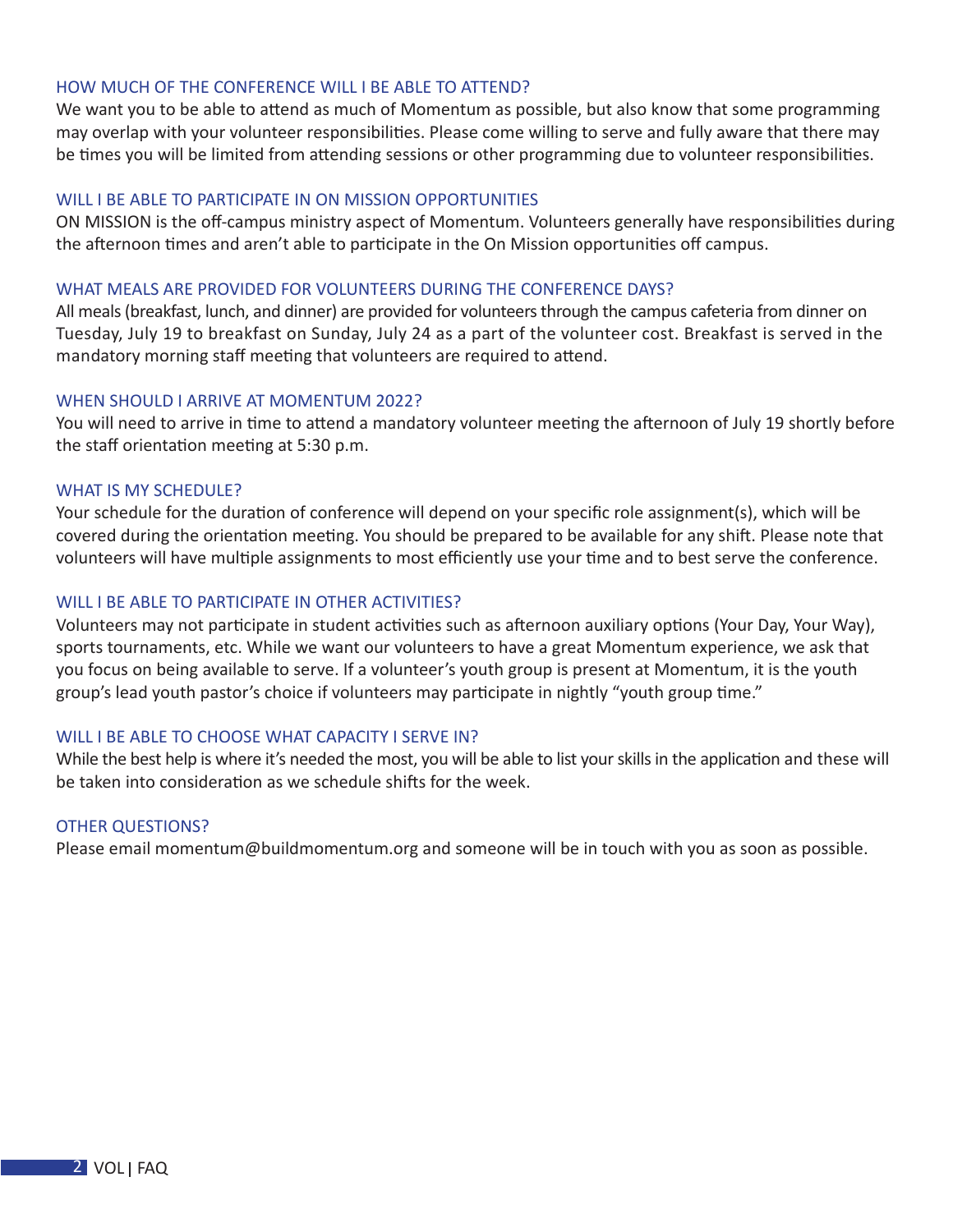## HOW MUCH OF THE CONFERENCE WILL I BE ABLE TO ATTEND?

We want you to be able to attend as much of Momentum as possible, but also know that some programming may overlap with your volunteer responsibilities. Please come willing to serve and fully aware that there may be times you will be limited from attending sessions or other programming due to volunteer responsibilities.

## WILL I BE ABLE TO PARTICIPATE IN ON MISSION OPPORTUNITIES

ON MISSION is the off-campus ministry aspect of Momentum. Volunteers generally have responsibilities during the afternoon times and aren't able to participate in the On Mission opportunities off campus.

## WHAT MEALS ARE PROVIDED FOR VOLUNTEERS DURING THE CONFERENCE DAYS?

All meals (breakfast, lunch, and dinner) are provided for volunteers through the campus cafeteria from dinner on Tuesday, July 19 to breakfast on Sunday, July 24 as a part of the volunteer cost. Breakfast is served in the mandatory morning staff meeting that volunteers are required to attend.

## WHEN SHOULD I ARRIVE AT MOMENTUM 2022?

You will need to arrive in time to attend a mandatory volunteer meeting the afternoon of July 19 shortly before the staff orientation meeting at 5:30 p.m.

## WHAT IS MY SCHEDULE?

Your schedule for the duration of conference will depend on your specific role assignment(s), which will be covered during the orientation meeting. You should be prepared to be available for any shift. Please note that volunteers will have multiple assignments to most efficiently use your time and to best serve the conference.

## WILL I BE ABLE TO PARTICIPATE IN OTHER ACTIVITIES?

Volunteers may not participate in student activities such as afternoon auxiliary options (Your Day, Your Way), sports tournaments, etc. While we want our volunteers to have a great Momentum experience, we ask that you focus on being available to serve. If a volunteer's youth group is present at Momentum, it is the youth group's lead youth pastor's choice if volunteers may participate in nightly "youth group time."

## WILL I BE ABLE TO CHOOSE WHAT CAPACITY I SERVE IN?

While the best help is where it's needed the most, you will be able to list your skills in the application and these will be taken into consideration as we schedule shifts for the week.

## OTHER QUESTIONS?

Please email momentum@buildmomentum.org and someone will be in touch with you as soon as possible.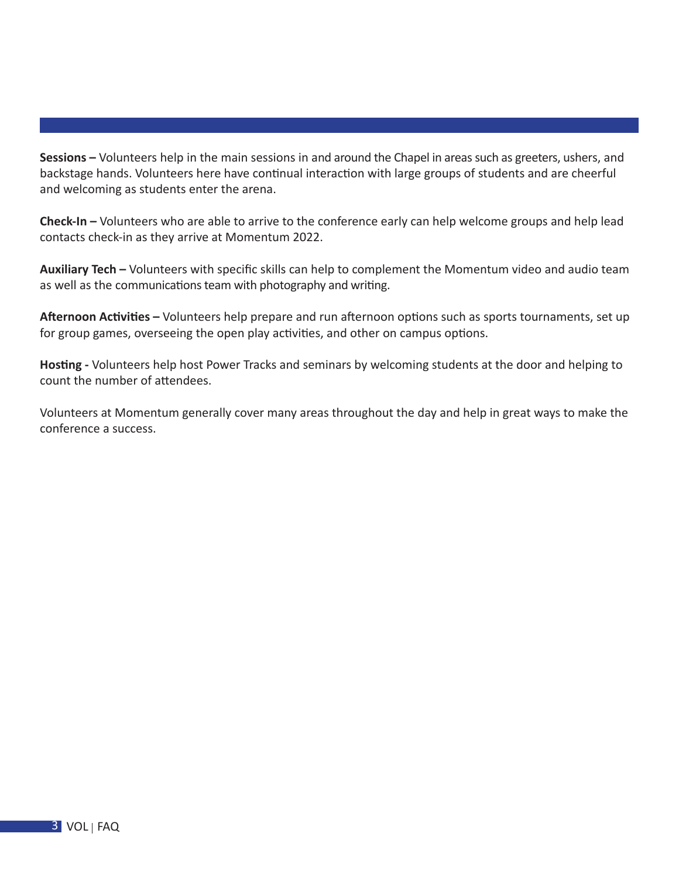**Sessions –** Volunteers help in the main sessions in and around the Chapel in areas such as greeters, ushers, and backstage hands. Volunteers here have continual interaction with large groups of students and are cheerful and welcoming as students enter the arena.

**Check-In –** Volunteers who are able to arrive to the conference early can help welcome groups and help lead contacts check-in as they arrive at Momentum 2022.

**Auxiliary Tech –** Volunteers with specific skills can help to complement the Momentum video and audio team as well as the communications team with photography and writing.

**Afternoon Activities –** Volunteers help prepare and run afternoon options such as sports tournaments, set up for group games, overseeing the open play activities, and other on campus options.

**Hosting -** Volunteers help host Power Tracks and seminars by welcoming students at the door and helping to count the number of attendees.

Volunteers at Momentum generally cover many areas throughout the day and help in great ways to make the conference a success.